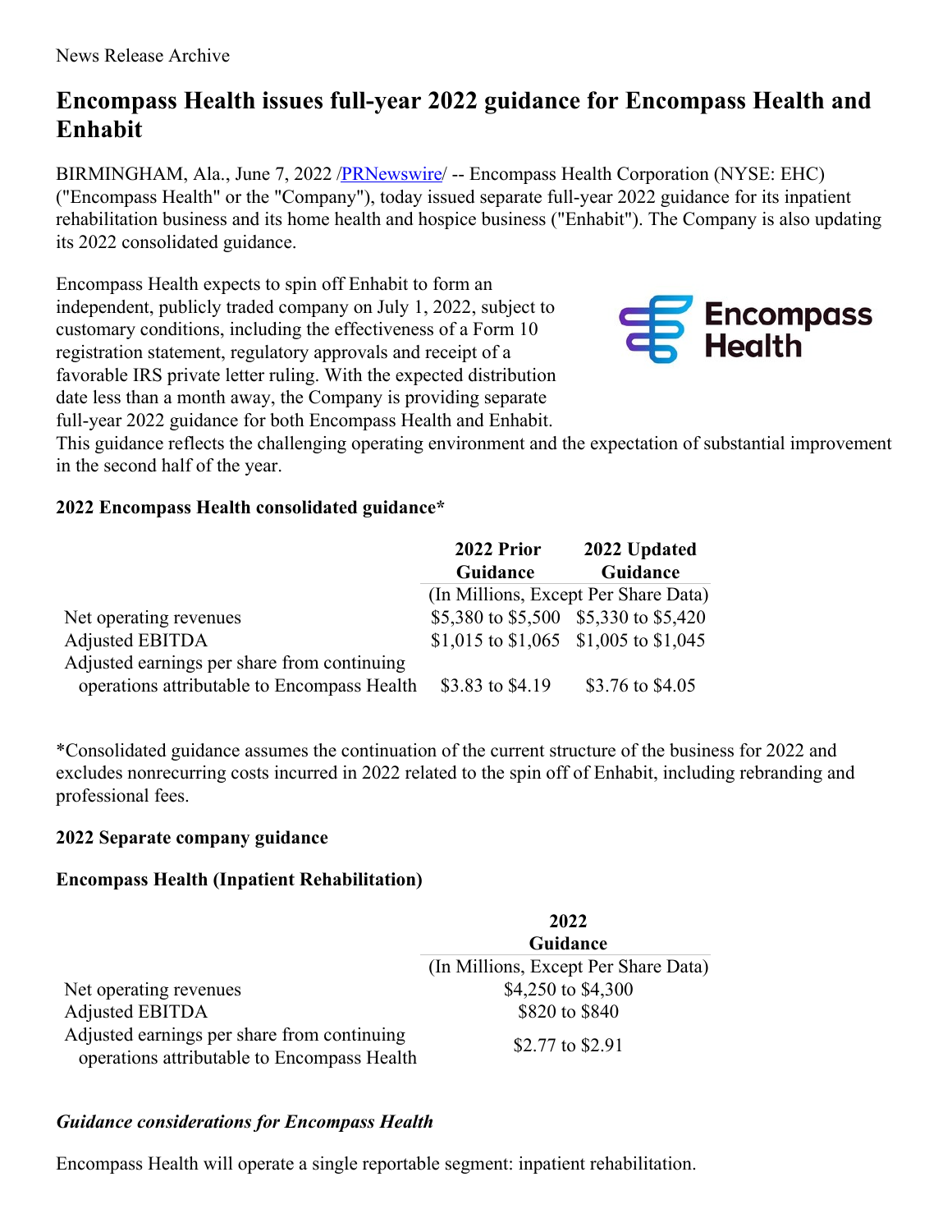News Release Archive

# Encompass Health issues full-year 2022 guidance for Encompass Health and Enhabit

BIRMINGHAM, Ala., June 7, 2022 /PRNewswire/ -- Encompass Health Corporation (NYSE: EHC) ("Encompass Health" or the "Company"), today issued separate full-year 2022 guidance for its inpatient rehabilitation business and its home health and hospice business ("Enhabit"). The Company is also updating its 2022 consolidated guidance.

Encompass Health expects to spin off Enhabit to form an independent, publicly traded company on July 1, 2022, subject to customary conditions, including the effectiveness of a Form 10 registration statement, regulatory approvals and receipt of a favorable IRS private letter ruling. With the expected distribution date less than a month away, the Company is providing separate full-year 2022 guidance for both Encompass Health and Enhabit. This guidance reflects the challenging operating environment and the expectation of substantial improvement in the second half of the year.

### 2022 Encompass Health consolidated guidance*

| | 2022 Prior Guidance | 2022 Updated Guidance |
|---|---|---|
| | (In Millions, Except Per Share Data) | |
| Net operating revenues | $5,380 to $5,500 | $5,330 to $5,420 |
| Adjusted EBITDA | $1,015 to $1,065 | $1,005 to $1,045 |
| Adjusted earnings per share from continuing operations attributable to Encompass Health | $3.83 to $4.19 | $3.76 to $4.05 |

*Consolidated guidance assumes the continuation of the current structure of the business for 2022 and excludes nonrecurring costs incurred in 2022 related to the spin off of Enhabit, including rebranding and professional fees.

### 2022 Separate company guidance

### Encompass Health (Inpatient Rehabilitation)

| | 2022 Guidance |
|---|---|
| | (In Millions, Except Per Share Data) |
| Net operating revenues | $4,250 to $4,300 |
| Adjusted EBITDA | $820 to $840 |
| Adjusted earnings per share from continuing operations attributable to Encompass Health | $2.77 to $2.91 |

***Guidance considerations for Encompass Health***

Encompass Health will operate a single reportable segment: inpatient rehabilitation.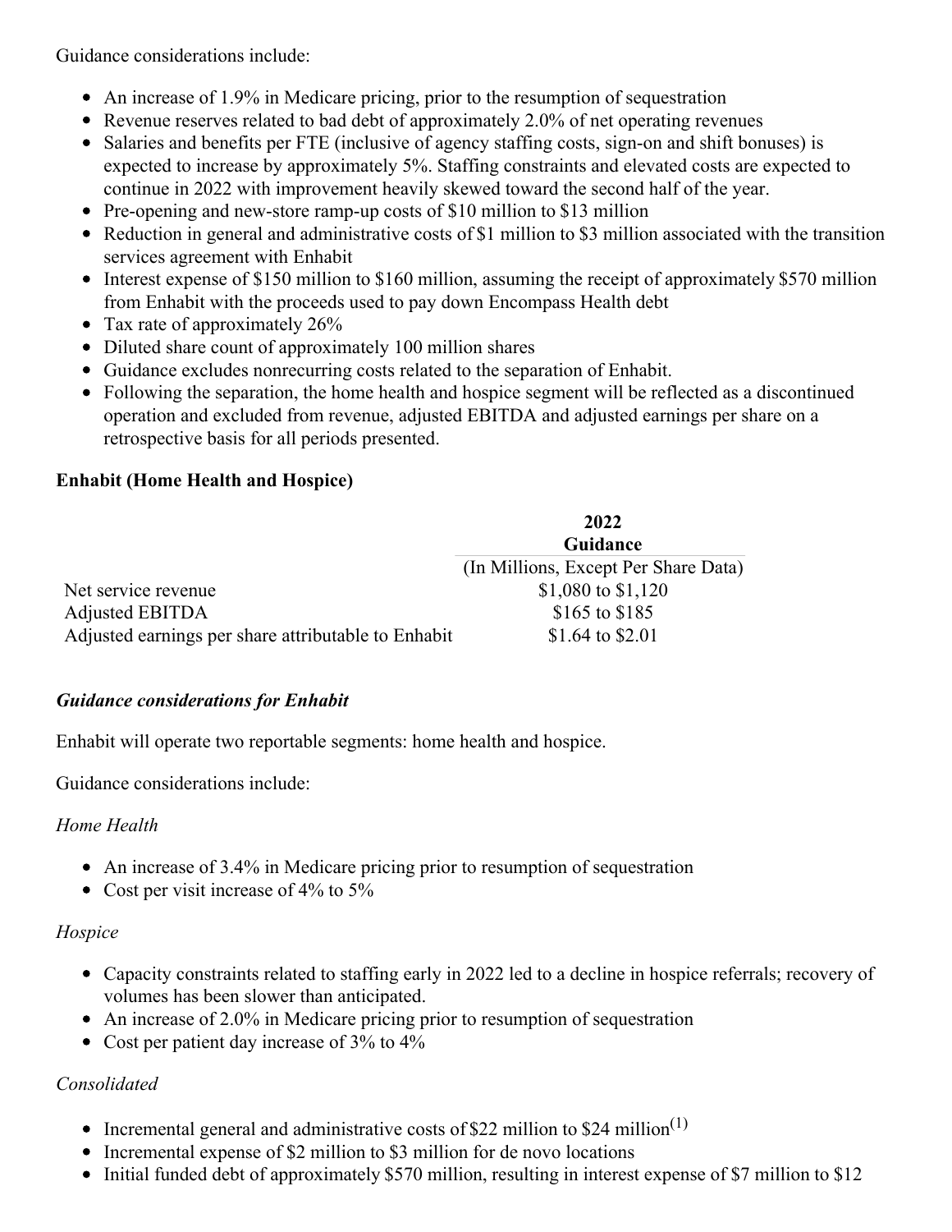Guidance considerations include:

- An increase of 1.9% in Medicare pricing, prior to the resumption of sequestration
- Revenue reserves related to bad debt of approximately 2.0% of net operating revenues
- Salaries and benefits per FTE (inclusive of agency staffing costs, sign-on and shift bonuses) is expected to increase by approximately 5%. Staffing constraints and elevated costs are expected to continue in 2022 with improvement heavily skewed toward the second half of the year.
- Pre-opening and new-store ramp-up costs of $10 million to $13 million
- Reduction in general and administrative costs of $1 million to $3 million associated with the transition services agreement with Enhabit
- Interest expense of $150 million to $160 million, assuming the receipt of approximately $570 million from Enhabit with the proceeds used to pay down Encompass Health debt
- Tax rate of approximately 26%
- Diluted share count of approximately 100 million shares
- Guidance excludes nonrecurring costs related to the separation of Enhabit.
- Following the separation, the home health and hospice segment will be reflected as a discontinued operation and excluded from revenue, adjusted EBITDA and adjusted earnings per share on a retrospective basis for all periods presented.

**Enhabit (Home Health and Hospice)**

| | 2022 Guidance |
|---|---|
| | (In Millions, Except Per Share Data) |
| Net service revenue | $1,080 to $1,120 |
| Adjusted EBITDA | $165 to $185 |
| Adjusted earnings per share attributable to Enhabit | $1.64 to $2.01 |

***Guidance considerations for Enhabit***

Enhabit will operate two reportable segments: home health and hospice.

Guidance considerations include:

*Home Health*

- An increase of 3.4% in Medicare pricing prior to resumption of sequestration
- Cost per visit increase of 4% to 5%

*Hospice*

- Capacity constraints related to staffing early in 2022 led to a decline in hospice referrals; recovery of volumes has been slower than anticipated.
- An increase of 2.0% in Medicare pricing prior to resumption of sequestration
- Cost per patient day increase of 3% to 4%

*Consolidated*

- Incremental general and administrative costs of $22 million to $24 million[(1)]
- Incremental expense of $2 million to $3 million for de novo locations
- Initial funded debt of approximately $570 million, resulting in interest expense of $7 million to $12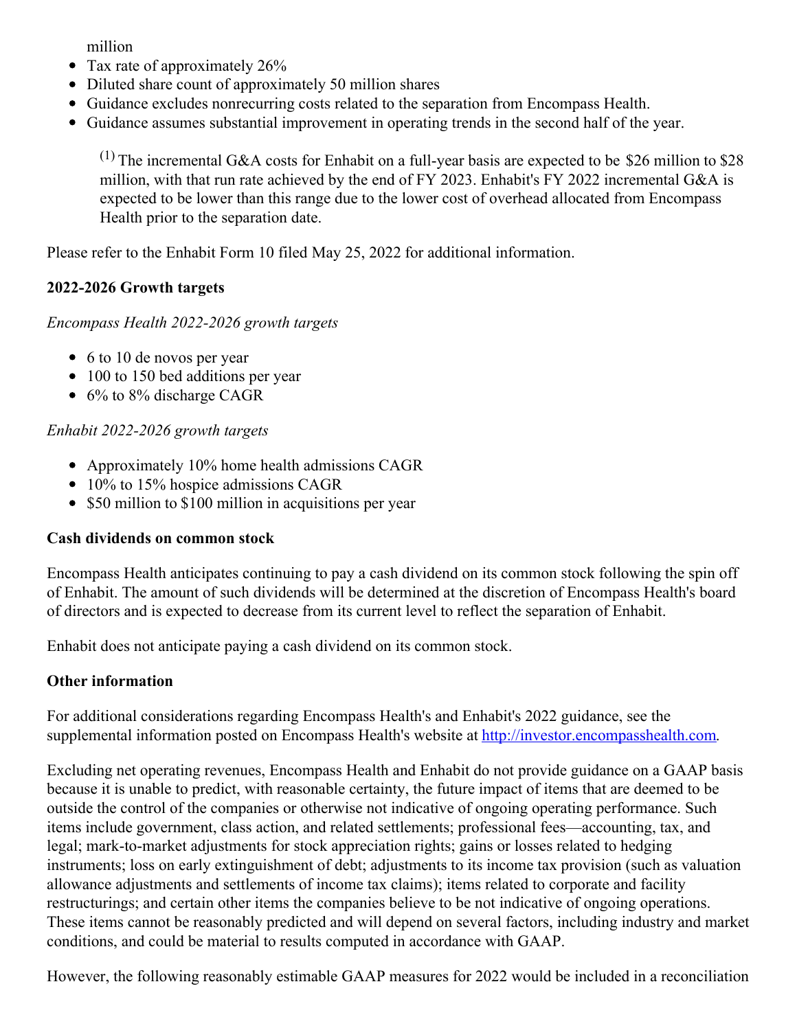million

- Tax rate of approximately 26%
- Diluted share count of approximately 50 million shares
- Guidance excludes nonrecurring costs related to the separation from Encompass Health.
- Guidance assumes substantial improvement in operating trends in the second half of the year.

(1) The incremental G&A costs for Enhabit on a full-year basis are expected to be $26 million to $28 million, with that run rate achieved by the end of FY 2023. Enhabit's FY 2022 incremental G&A is expected to be lower than this range due to the lower cost of overhead allocated from Encompass Health prior to the separation date.

Please refer to the Enhabit Form 10 filed May 25, 2022 for additional information.

**2022-2026 Growth targets**

*Encompass Health 2022-2026 growth targets*

- 6 to 10 de novos per year
- 100 to 150 bed additions per year
- 6% to 8% discharge CAGR

*Enhabit 2022-2026 growth targets*

- Approximately 10% home health admissions CAGR
- 10% to 15% hospice admissions CAGR
- $50 million to $100 million in acquisitions per year

**Cash dividends on common stock**

Encompass Health anticipates continuing to pay a cash dividend on its common stock following the spin off of Enhabit. The amount of such dividends will be determined at the discretion of Encompass Health's board of directors and is expected to decrease from its current level to reflect the separation of Enhabit.

Enhabit does not anticipate paying a cash dividend on its common stock.

**Other information**

For additional considerations regarding Encompass Health's and Enhabit's 2022 guidance, see the supplemental information posted on Encompass Health's website at [http://investor.encompasshealth.com](http://investor.encompasshealth.com).

Excluding net operating revenues, Encompass Health and Enhabit do not provide guidance on a GAAP basis because it is unable to predict, with reasonable certainty, the future impact of items that are deemed to be outside the control of the companies or otherwise not indicative of ongoing operating performance. Such items include government, class action, and related settlements; professional fees—accounting, tax, and legal; mark-to-market adjustments for stock appreciation rights; gains or losses related to hedging instruments; loss on early extinguishment of debt; adjustments to its income tax provision (such as valuation allowance adjustments and settlements of income tax claims); items related to corporate and facility restructurings; and certain other items the companies believe to be not indicative of ongoing operations. These items cannot be reasonably predicted and will depend on several factors, including industry and market conditions, and could be material to results computed in accordance with GAAP.

However, the following reasonably estimable GAAP measures for 2022 would be included in a reconciliation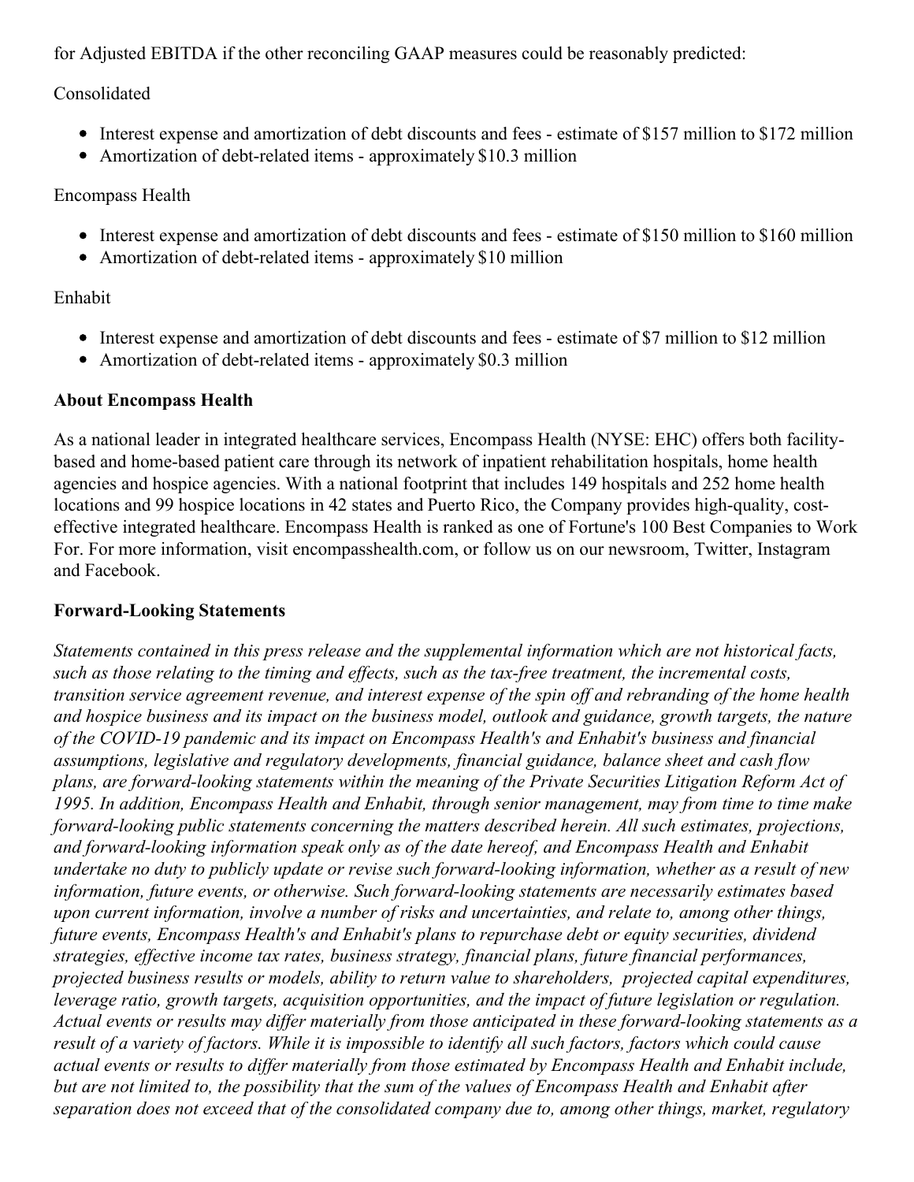for Adjusted EBITDA if the other reconciling GAAP measures could be reasonably predicted:

Consolidated

- Interest expense and amortization of debt discounts and fees - estimate of $157 million to $172 million
- Amortization of debt-related items - approximately $10.3 million

Encompass Health

- Interest expense and amortization of debt discounts and fees - estimate of $150 million to $160 million
- Amortization of debt-related items - approximately $10 million

Enhabit

- Interest expense and amortization of debt discounts and fees - estimate of $7 million to $12 million
- Amortization of debt-related items - approximately $0.3 million

**About Encompass Health**

As a national leader in integrated healthcare services, Encompass Health (NYSE: EHC) offers both facility-based and home-based patient care through its network of inpatient rehabilitation hospitals, home health agencies and hospice agencies. With a national footprint that includes 149 hospitals and 252 home health locations and 99 hospice locations in 42 states and Puerto Rico, the Company provides high-quality, cost-effective integrated healthcare. Encompass Health is ranked as one of Fortune's 100 Best Companies to Work For. For more information, visit encompasshealth.com, or follow us on our newsroom, Twitter, Instagram and Facebook.

**Forward-Looking Statements**

*Statements contained in this press release and the supplemental information which are not historical facts, such as those relating to the timing and effects, such as the tax-free treatment, the incremental costs, transition service agreement revenue, and interest expense of the spin off and rebranding of the home health and hospice business and its impact on the business model, outlook and guidance, growth targets, the nature of the COVID-19 pandemic and its impact on Encompass Health's and Enhabit's business and financial assumptions, legislative and regulatory developments, financial guidance, balance sheet and cash flow plans, are forward-looking statements within the meaning of the Private Securities Litigation Reform Act of 1995. In addition, Encompass Health and Enhabit, through senior management, may from time to time make forward-looking public statements concerning the matters described herein. All such estimates, projections, and forward-looking information speak only as of the date hereof, and Encompass Health and Enhabit undertake no duty to publicly update or revise such forward-looking information, whether as a result of new information, future events, or otherwise. Such forward-looking statements are necessarily estimates based upon current information, involve a number of risks and uncertainties, and relate to, among other things, future events, Encompass Health's and Enhabit's plans to repurchase debt or equity securities, dividend strategies, effective income tax rates, business strategy, financial plans, future financial performances, projected business results or models, ability to return value to shareholders, projected capital expenditures, leverage ratio, growth targets, acquisition opportunities, and the impact of future legislation or regulation. Actual events or results may differ materially from those anticipated in these forward-looking statements as a result of a variety of factors. While it is impossible to identify all such factors, factors which could cause actual events or results to differ materially from those estimated by Encompass Health and Enhabit include, but are not limited to, the possibility that the sum of the values of Encompass Health and Enhabit after separation does not exceed that of the consolidated company due to, among other things, market, regulatory*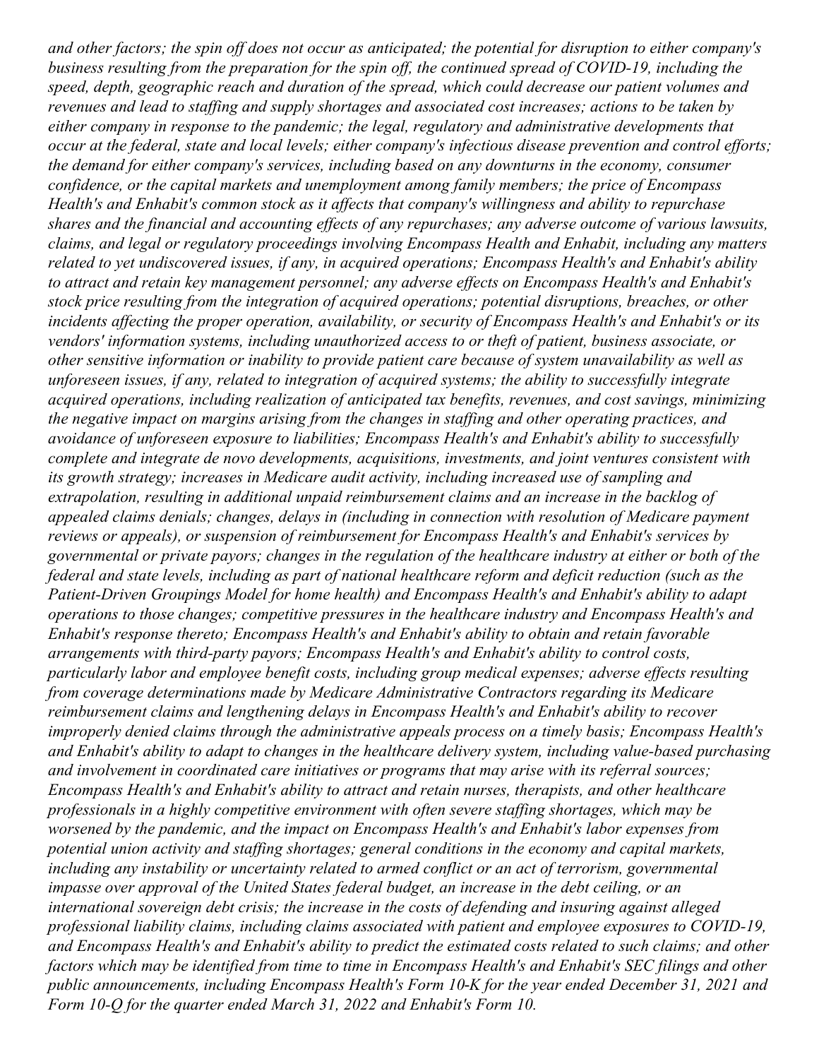*and other factors; the spin off does not occur as anticipated; the potential for disruption to either company's business resulting from the preparation for the spin off, the continued spread of COVID-19, including the speed, depth, geographic reach and duration of the spread, which could decrease our patient volumes and revenues and lead to staffing and supply shortages and associated cost increases; actions to be taken by either company in response to the pandemic; the legal, regulatory and administrative developments that occur at the federal, state and local levels; either company's infectious disease prevention and control efforts; the demand for either company's services, including based on any downturns in the economy, consumer confidence, or the capital markets and unemployment among family members; the price of Encompass Health's and Enhabit's common stock as it affects that company's willingness and ability to repurchase shares and the financial and accounting effects of any repurchases; any adverse outcome of various lawsuits, claims, and legal or regulatory proceedings involving Encompass Health and Enhabit, including any matters related to yet undiscovered issues, if any, in acquired operations; Encompass Health's and Enhabit's ability to attract and retain key management personnel; any adverse effects on Encompass Health's and Enhabit's stock price resulting from the integration of acquired operations; potential disruptions, breaches, or other incidents affecting the proper operation, availability, or security of Encompass Health's and Enhabit's or its vendors' information systems, including unauthorized access to or theft of patient, business associate, or other sensitive information or inability to provide patient care because of system unavailability as well as unforeseen issues, if any, related to integration of acquired systems; the ability to successfully integrate acquired operations, including realization of anticipated tax benefits, revenues, and cost savings, minimizing the negative impact on margins arising from the changes in staffing and other operating practices, and avoidance of unforeseen exposure to liabilities; Encompass Health's and Enhabit's ability to successfully complete and integrate de novo developments, acquisitions, investments, and joint ventures consistent with its growth strategy; increases in Medicare audit activity, including increased use of sampling and extrapolation, resulting in additional unpaid reimbursement claims and an increase in the backlog of appealed claims denials; changes, delays in (including in connection with resolution of Medicare payment reviews or appeals), or suspension of reimbursement for Encompass Health's and Enhabit's services by governmental or private payors; changes in the regulation of the healthcare industry at either or both of the federal and state levels, including as part of national healthcare reform and deficit reduction (such as the Patient-Driven Groupings Model for home health) and Encompass Health's and Enhabit's ability to adapt operations to those changes; competitive pressures in the healthcare industry and Encompass Health's and Enhabit's response thereto; Encompass Health's and Enhabit's ability to obtain and retain favorable arrangements with third-party payors; Encompass Health's and Enhabit's ability to control costs, particularly labor and employee benefit costs, including group medical expenses; adverse effects resulting from coverage determinations made by Medicare Administrative Contractors regarding its Medicare reimbursement claims and lengthening delays in Encompass Health's and Enhabit's ability to recover improperly denied claims through the administrative appeals process on a timely basis; Encompass Health's and Enhabit's ability to adapt to changes in the healthcare delivery system, including value-based purchasing and involvement in coordinated care initiatives or programs that may arise with its referral sources; Encompass Health's and Enhabit's ability to attract and retain nurses, therapists, and other healthcare professionals in a highly competitive environment with often severe staffing shortages, which may be worsened by the pandemic, and the impact on Encompass Health's and Enhabit's labor expenses from potential union activity and staffing shortages; general conditions in the economy and capital markets, including any instability or uncertainty related to armed conflict or an act of terrorism, governmental impasse over approval of the United States federal budget, an increase in the debt ceiling, or an international sovereign debt crisis; the increase in the costs of defending and insuring against alleged professional liability claims, including claims associated with patient and employee exposures to COVID-19, and Encompass Health's and Enhabit's ability to predict the estimated costs related to such claims; and other factors which may be identified from time to time in Encompass Health's and Enhabit's SEC filings and other public announcements, including Encompass Health's Form 10-K for the year ended December 31, 2021 and Form 10-Q for the quarter ended March 31, 2022 and Enhabit's Form 10.*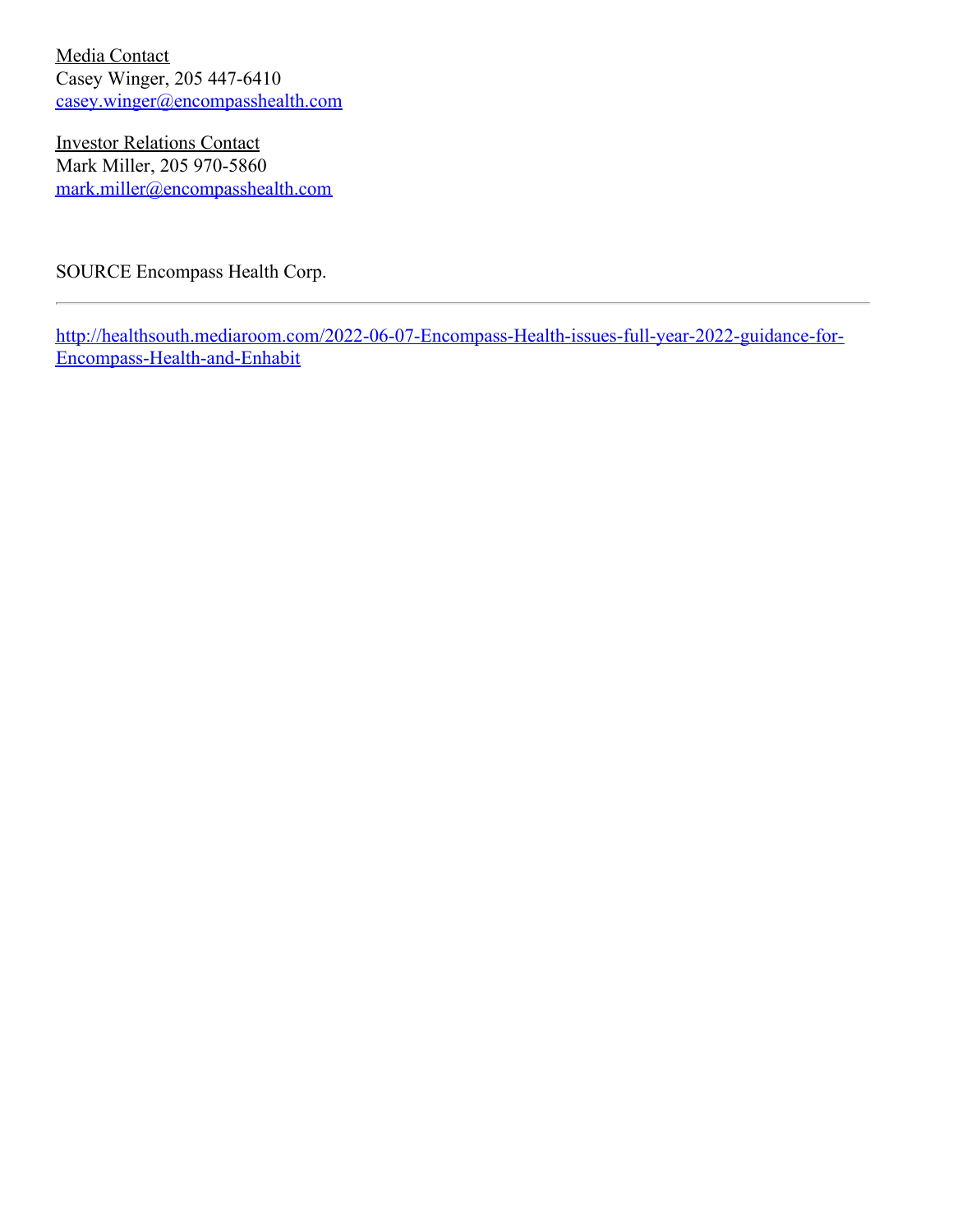Media Contact
Casey Winger, 205 447-6410
casey.winger@encompasshealth.com

Investor Relations Contact
Mark Miller, 205 970-5860
mark.miller@encompasshealth.com

SOURCE Encompass Health Corp.

---

http://healthsouth.mediaroom.com/2022-06-07-Encompass-Health-issues-full-year-2022-guidance-for-Encompass-Health-and-Enhabit